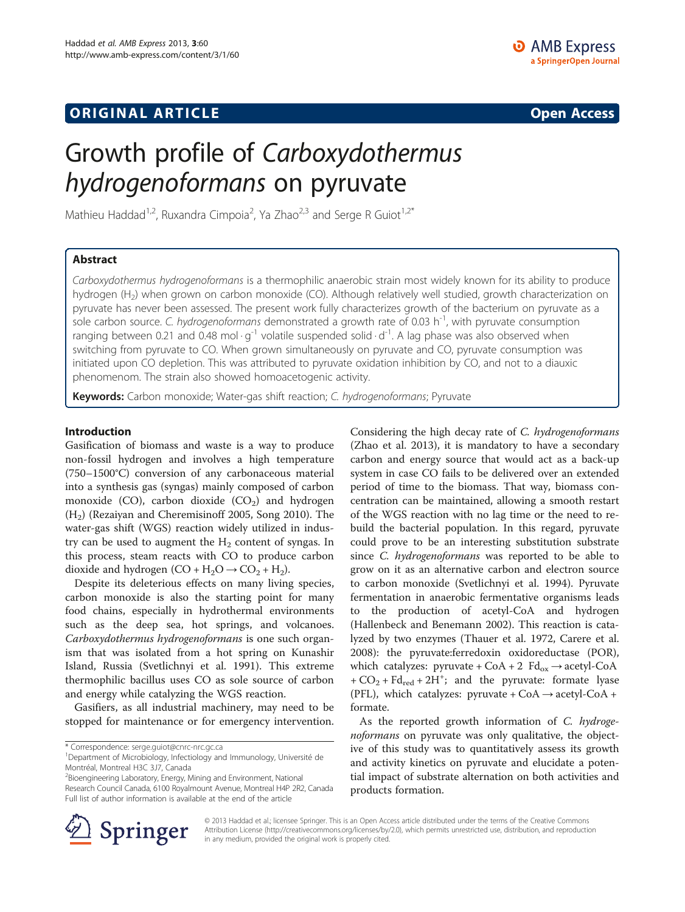**ORIGINAL ARTICLE** **Open Access**

# Growth profile of *Carboxydothermus hydrogenoformans* on pyruvate

Mathieu Haddad[1,2], Ruxandra Cimpoia[2], Ya Zhao[2,3] and Serge R Guiot[1,2*]

## Abstract

*Carboxydothermus hydrogenoformans* is a thermophilic anaerobic strain most widely known for its ability to produce hydrogen ($H_2$) when grown on carbon monoxide (CO). Although relatively well studied, growth characterization on pyruvate has never been assessed. The present work fully characterizes growth of the bacterium on pyruvate as a sole carbon source. *C. hydrogenoformans* demonstrated a growth rate of 0.03 $h^{-1}$, with pyruvate consumption ranging between 0.21 and 0.48 $mol \cdot g^{-1}$ volatile suspended solid $\cdot d^{-1}$. A lag phase was also observed when switching from pyruvate to CO. When grown simultaneously on pyruvate and CO, pyruvate consumption was initiated upon CO depletion. This was attributed to pyruvate oxidation inhibition by CO, and not to a diauxic phenomenom. The strain also showed homoacetogenic activity.

**Keywords:** Carbon monoxide; Water-gas shift reaction; *C. hydrogenoformans*; Pyruvate

## Introduction

Gasification of biomass and waste is a way to produce non-fossil hydrogen and involves a high temperature (750–1500°C) conversion of any carbonaceous material into a synthesis gas (syngas) mainly composed of carbon monoxide (CO), carbon dioxide ($CO_2$) and hydrogen ($H_2$) (Rezaiyan and Cheremisinoff 2005, Song 2010). The water-gas shift (WGS) reaction widely utilized in industry can be used to augment the $H_2$ content of syngas. In this process, steam reacts with CO to produce carbon dioxide and hydrogen ($CO + H_2O \rightarrow CO_2 + H_2$).

Despite its deleterious effects on many living species, carbon monoxide is also the starting point for many food chains, especially in hydrothermal environments such as the deep sea, hot springs, and volcanoes. *Carboxydothermus hydrogenoformans* is one such organism that was isolated from a hot spring on Kunashir Island, Russia (Svetlichnyi et al. 1991). This extreme thermophilic bacillus uses CO as sole source of carbon and energy while catalyzing the WGS reaction.

Gasifiers, as all industrial machinery, may need to be stopped for maintenance or for emergency intervention. Considering the high decay rate of *C. hydrogenoformans* (Zhao et al. 2013), it is mandatory to have a secondary carbon and energy source that would act as a back-up system in case CO fails to be delivered over an extended period of time to the biomass. That way, biomass concentration can be maintained, allowing a smooth restart of the WGS reaction with no lag time or the need to rebuild the bacterial population. In this regard, pyruvate could prove to be an interesting substitution substrate since *C. hydrogenoformans* was reported to be able to grow on it as an alternative carbon and electron source to carbon monoxide (Svetlichnyi et al. 1994). Pyruvate fermentation in anaerobic fermentative organisms leads to the production of acetyl-CoA and hydrogen (Hallenbeck and Benemann 2002). This reaction is catalyzed by two enzymes (Thauer et al. 1972, Carere et al. 2008): the pyruvate:ferredoxin oxidoreductase (POR), which catalyzes: pyruvate + CoA + 2 $Fd_{ox} \rightarrow$ acetyl-CoA + $CO_2$ + $Fd_{red}$ + $2H^+$; and the pyruvate: formate lyase (PFL), which catalyzes: pyruvate + CoA $\rightarrow$ acetyl-CoA + formate.

As the reported growth information of *C. hydrogenoformans* on pyruvate was only qualitative, the objective of this study was to quantitatively assess its growth and activity kinetics on pyruvate and elucidate a potential impact of substrate alternation on both activities and products formation.

\* Correspondence: serge.guiot@cnrc-nrc.gc.ca
[1]Department of Microbiology, Infectiology and Immunology, Université de Montréal, Montreal H3C 3J7, Canada
[2]Bioengineering Laboratory, Energy, Mining and Environment, National Research Council Canada, 6100 Royalmount Avenue, Montreal H4P 2R2, Canada
Full list of author information is available at the end of the article

© 2013 Haddad et al.; licensee Springer. This is an Open Access article distributed under the terms of the Creative Commons Attribution License (http://creativecommons.org/licenses/by/2.0), which permits unrestricted use, distribution, and reproduction in any medium, provided the original work is properly cited.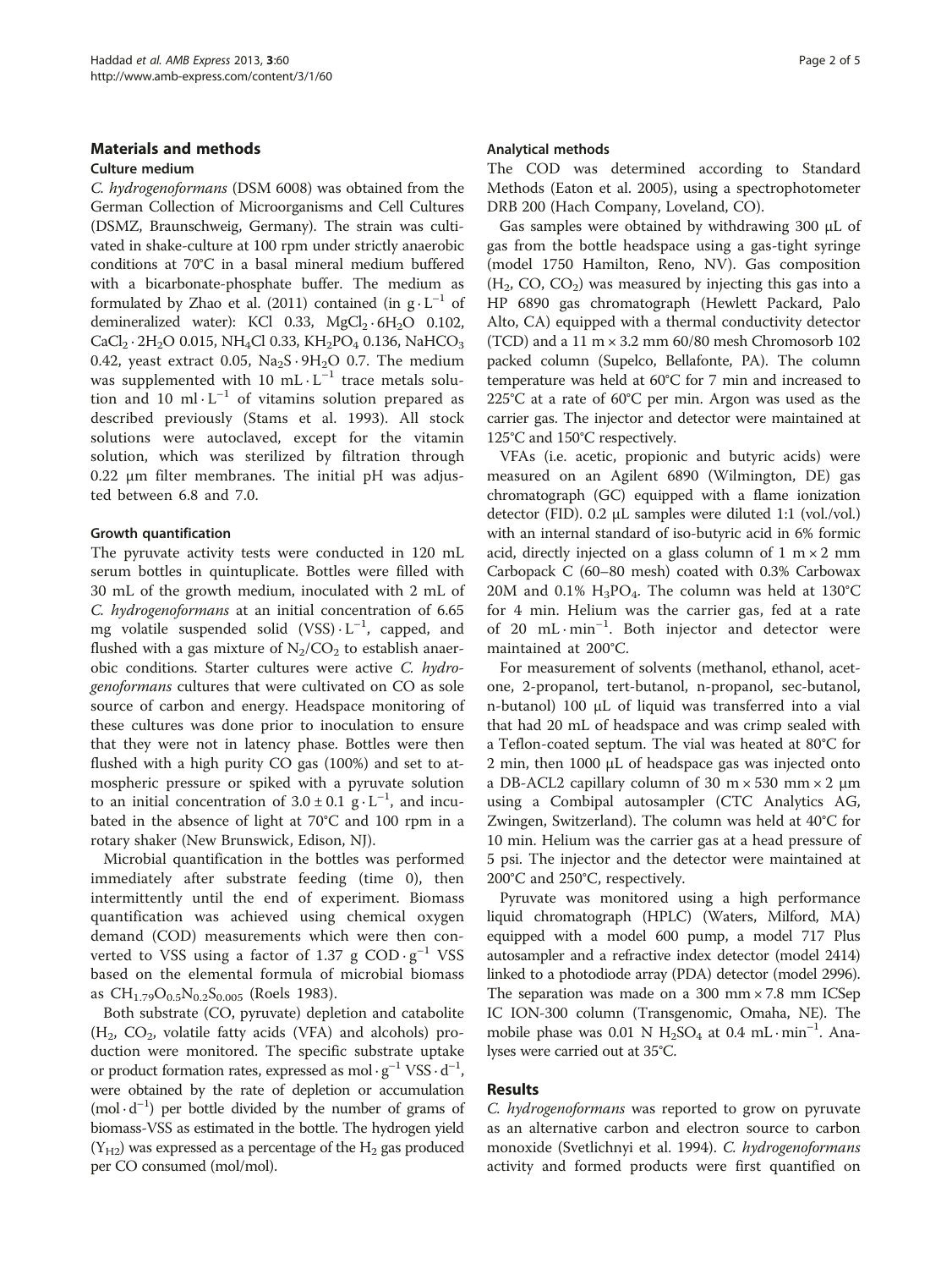## Materials and methods

### Culture medium

*C. hydrogenoformans* (DSM 6008) was obtained from the German Collection of Microorganisms and Cell Cultures (DSMZ, Braunschweig, Germany). The strain was cultivated in shake-culture at 100 rpm under strictly anaerobic conditions at 70°C in a basal mineral medium buffered with a bicarbonate-phosphate buffer. The medium as formulated by Zhao et al. (2011) contained (in $g \cdot L^{-1}$ of demineralized water): KCl 0.33, $MgCl_2 \cdot 6H_2O$ 0.102, $CaCl_2 \cdot 2H_2O$ 0.015, $NH_4Cl$ 0.33, $KH_2PO_4$ 0.136, $NaHCO_3$ 0.42, yeast extract 0.05, $Na_2S \cdot 9H_2O$ 0.7. The medium was supplemented with 10 $mL \cdot L^{-1}$ trace metals solution and 10 $ml \cdot L^{-1}$ of vitamins solution prepared as described previously (Stams et al. 1993). All stock solutions were autoclaved, except for the vitamin solution, which was sterilized by filtration through 0.22 μm filter membranes. The initial pH was adjusted between 6.8 and 7.0.

### Growth quantification

The pyruvate activity tests were conducted in 120 mL serum bottles in quintuplicate. Bottles were filled with 30 mL of the growth medium, inoculated with 2 mL of *C. hydrogenoformans* at an initial concentration of 6.65 mg volatile suspended solid (VSS) $\cdot L^{-1}$, capped, and flushed with a gas mixture of $N_2/CO_2$ to establish anaerobic conditions. Starter cultures were active *C. hydrogenoformans* cultures that were cultivated on CO as sole source of carbon and energy. Headspace monitoring of these cultures was done prior to inoculation to ensure that they were not in latency phase. Bottles were then flushed with a high purity CO gas (100%) and set to atmospheric pressure or spiked with a pyruvate solution to an initial concentration of $3.0 \pm 0.1$ $g \cdot L^{-1}$, and incubated in the absence of light at 70°C and 100 rpm in a rotary shaker (New Brunswick, Edison, NJ).

Microbial quantification in the bottles was performed immediately after substrate feeding (time 0), then intermittently until the end of experiment. Biomass quantification was achieved using chemical oxygen demand (COD) measurements which were then converted to VSS using a factor of 1.37 g $COD \cdot g^{-1}$ VSS based on the elemental formula of microbial biomass as $CH_{1.79}O_{0.5}N_{0.2}S_{0.005}$ (Roels 1983).

Both substrate (CO, pyruvate) depletion and catabolite ($H_2$, $CO_2$, volatile fatty acids (VFA) and alcohols) production were monitored. The specific substrate uptake or product formation rates, expressed as $mol \cdot g^{-1}$ $VSS \cdot d^{-1}$, were obtained by the rate of depletion or accumulation ($mol \cdot d^{-1}$) per bottle divided by the number of grams of biomass-VSS as estimated in the bottle. The hydrogen yield ($Y_{H2}$) was expressed as a percentage of the $H_2$ gas produced per CO consumed (mol/mol).

### Analytical methods

The COD was determined according to Standard Methods (Eaton et al. 2005), using a spectrophotometer DRB 200 (Hach Company, Loveland, CO).

Gas samples were obtained by withdrawing 300 μL of gas from the bottle headspace using a gas-tight syringe (model 1750 Hamilton, Reno, NV). Gas composition ($H_2$, CO, $CO_2$) was measured by injecting this gas into a HP 6890 gas chromatograph (Hewlett Packard, Palo Alto, CA) equipped with a thermal conductivity detector (TCD) and a 11 m × 3.2 mm 60/80 mesh Chromosorb 102 packed column (Supelco, Bellafonte, PA). The column temperature was held at 60°C for 7 min and increased to 225°C at a rate of 60°C per min. Argon was used as the carrier gas. The injector and detector were maintained at 125°C and 150°C respectively.

VFAs (i.e. acetic, propionic and butyric acids) were measured on an Agilent 6890 (Wilmington, DE) gas chromatograph (GC) equipped with a flame ionization detector (FID). 0.2 μL samples were diluted 1:1 (vol./vol.) with an internal standard of iso-butyric acid in 6% formic acid, directly injected on a glass column of 1 m × 2 mm Carbopack C (60–80 mesh) coated with 0.3% Carbowax 20M and 0.1% $H_3PO_4$. The column was held at 130°C for 4 min. Helium was the carrier gas, fed at a rate of 20 $mL \cdot min^{-1}$. Both injector and detector were maintained at 200°C.

For measurement of solvents (methanol, ethanol, acetone, 2-propanol, tert-butanol, n-propanol, sec-butanol, n-butanol) 100 μL of liquid was transferred into a vial that had 20 mL of headspace and was crimp sealed with a Teflon-coated septum. The vial was heated at 80°C for 2 min, then 1000 μL of headspace gas was injected onto a DB-ACL2 capillary column of 30 m × 530 mm × 2 μm using a Combipal autosampler (CTC Analytics AG, Zwingen, Switzerland). The column was held at 40°C for 10 min. Helium was the carrier gas at a head pressure of 5 psi. The injector and the detector were maintained at 200°C and 250°C, respectively.

Pyruvate was monitored using a high performance liquid chromatograph (HPLC) (Waters, Milford, MA) equipped with a model 600 pump, a model 717 Plus autosampler and a refractive index detector (model 2414) linked to a photodiode array (PDA) detector (model 2996). The separation was made on a 300 mm × 7.8 mm ICSep IC ION-300 column (Transgenomic, Omaha, NE). The mobile phase was 0.01 N $H_2SO_4$ at 0.4 $mL \cdot min^{-1}$. Analyses were carried out at 35°C.

## Results

*C. hydrogenoformans* was reported to grow on pyruvate as an alternative carbon and electron source to carbon monoxide (Svetlichnyi et al. 1994). *C. hydrogenoformans* activity and formed products were first quantified on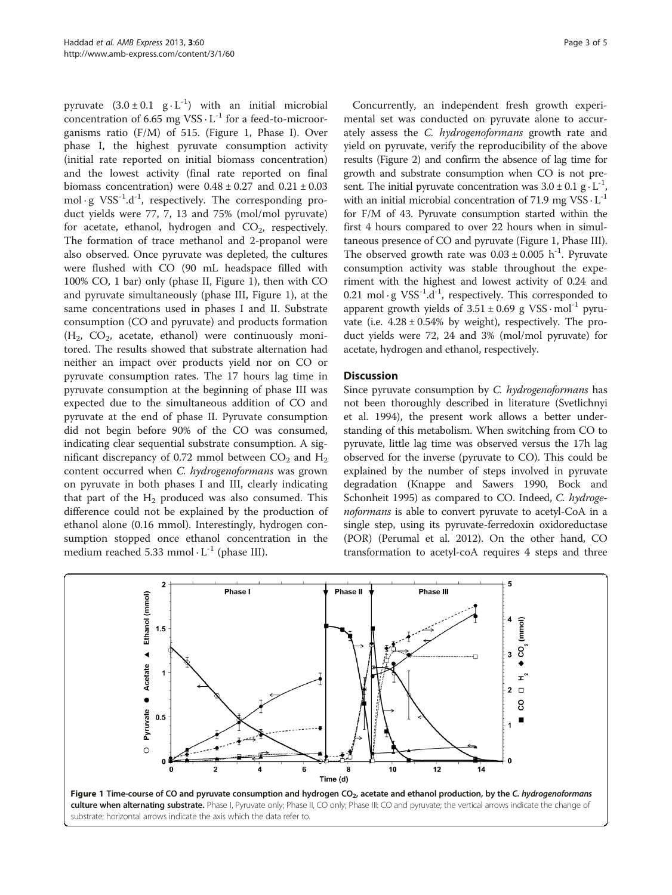pyruvate ($3.0 \pm 0.1$ $g \cdot L^{-1}$) with an initial microbial concentration of 6.65 mg $VSS \cdot L^{-1}$ for a feed-to-microorganisms ratio (F/M) of 515. (Figure 1, Phase I). Over phase I, the highest pyruvate consumption activity (initial rate reported on initial biomass concentration) and the lowest activity (final rate reported on final biomass concentration) were $0.48 \pm 0.27$ and $0.21 \pm 0.03$ $mol \cdot g$ $VSS^{-1}.d^{-1}$, respectively. The corresponding product yields were 77, 7, 13 and 75% (mol/mol pyruvate) for acetate, ethanol, hydrogen and $CO_2$, respectively. The formation of trace methanol and 2-propanol were also observed. Once pyruvate was depleted, the cultures were flushed with CO (90 mL headspace filled with 100% CO, 1 bar) only (phase II, Figure 1), then with CO and pyruvate simultaneously (phase III, Figure 1), at the same concentrations used in phases I and II. Substrate consumption (CO and pyruvate) and products formation ($H_2$, $CO_2$, acetate, ethanol) were continuously monitored. The results showed that substrate alternation had neither an impact over products yield nor on CO or pyruvate consumption rates. The 17 hours lag time in pyruvate consumption at the beginning of phase III was expected due to the simultaneous addition of CO and pyruvate at the end of phase II. Pyruvate consumption did not begin before 90% of the CO was consumed, indicating clear sequential substrate consumption. A significant discrepancy of 0.72 mmol between $CO_2$ and $H_2$ content occurred when *C. hydrogenoformans* was grown on pyruvate in both phases I and III, clearly indicating that part of the $H_2$ produced was also consumed. This difference could not be explained by the production of ethanol alone (0.16 mmol). Interestingly, hydrogen consumption stopped once ethanol concentration in the medium reached 5.33 $mmol \cdot L^{-1}$ (phase III).

Concurrently, an independent fresh growth experimental set was conducted on pyruvate alone to accurately assess the *C. hydrogenoformans* growth rate and yield on pyruvate, verify the reproducibility of the above results (Figure 2) and confirm the absence of lag time for growth and substrate consumption when CO is not present. The initial pyruvate concentration was $3.0 \pm 0.1$ $g \cdot L^{-1}$, with an initial microbial concentration of 71.9 mg $VSS \cdot L^{-1}$ for F/M of 43. Pyruvate consumption started within the first 4 hours compared to over 22 hours when in simultaneous presence of CO and pyruvate (Figure 1, Phase III). The observed growth rate was $0.03 \pm 0.005$ $h^{-1}$. Pyruvate consumption activity was stable throughout the experiment with the highest and lowest activity of 0.24 and 0.21 $mol \cdot g$ $VSS^{-1}.d^{-1}$, respectively. This corresponded to apparent growth yields of $3.51 \pm 0.69$ g $VSS \cdot mol^{-1}$ pyruvate (i.e. $4.28 \pm 0.54\%$ by weight), respectively. The product yields were 72, 24 and 3% (mol/mol pyruvate) for acetate, hydrogen and ethanol, respectively.

## Discussion

Since pyruvate consumption by *C. hydrogenoformans* has not been thoroughly described in literature (Svetlichnyi et al. 1994), the present work allows a better understanding of this metabolism. When switching from CO to pyruvate, little lag time was observed versus the 17h lag observed for the inverse (pyruvate to CO). This could be explained by the number of steps involved in pyruvate degradation (Knappe and Sawers 1990, Bock and Schonheit 1995) as compared to CO. Indeed, *C. hydrogenoformans* is able to convert pyruvate to acetyl-CoA in a single step, using its pyruvate-ferredoxin oxidoreductase (POR) (Perumal et al. 2012). On the other hand, CO transformation to acetyl-coA requires 4 steps and three

**Figure 1 Time-course of CO and pyruvate consumption and hydrogen $CO_2$, acetate and ethanol production, by the *C. hydrogenoformans* culture when alternating substrate.** Phase I, Pyruvate only; Phase II, CO only; Phase III: CO and pyruvate; the vertical arrows indicate the change of substrate; horizontal arrows indicate the axis which the data refer to.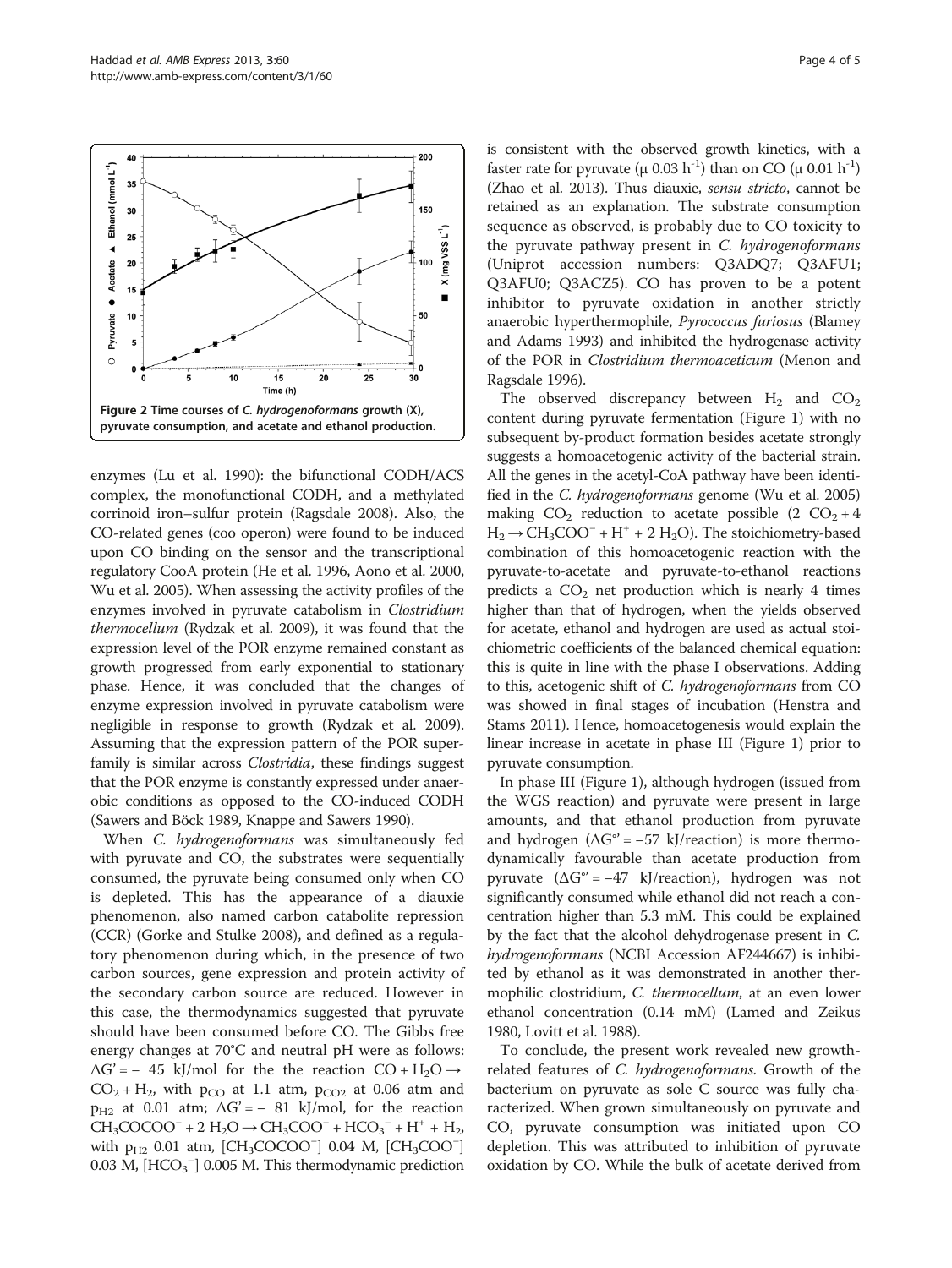Figure 2 Time courses of *C. hydrogenoformans* growth (X), pyruvate consumption, and acetate and ethanol production.

enzymes (Lu et al. 1990): the bifunctional CODH/ACS complex, the monofunctional CODH, and a methylated corrinoid iron–sulfur protein (Ragsdale 2008). Also, the CO-related genes (coo operon) were found to be induced upon CO binding on the sensor and the transcriptional regulatory CooA protein (He et al. 1996, Aono et al. 2000, Wu et al. 2005). When assessing the activity profiles of the enzymes involved in pyruvate catabolism in *Clostridium thermocellum* (Rydzak et al. 2009), it was found that the expression level of the POR enzyme remained constant as growth progressed from early exponential to stationary phase. Hence, it was concluded that the changes of enzyme expression involved in pyruvate catabolism were negligible in response to growth (Rydzak et al. 2009). Assuming that the expression pattern of the POR superfamily is similar across *Clostridia*, these findings suggest that the POR enzyme is constantly expressed under anaerobic conditions as opposed to the CO-induced CODH (Sawers and Böck 1989, Knappe and Sawers 1990).

When *C. hydrogenoformans* was simultaneously fed with pyruvate and CO, the substrates were sequentially consumed, the pyruvate being consumed only when CO is depleted. This has the appearance of a diauxie phenomenon, also named carbon catabolite repression (CCR) (Gorke and Stulke 2008), and defined as a regulatory phenomenon during which, in the presence of two carbon sources, gene expression and protein activity of the secondary carbon source are reduced. However in this case, the thermodynamics suggested that pyruvate should have been consumed before CO. The Gibbs free energy changes at 70°C and neutral pH were as follows: $\Delta G' = -45$ kJ/mol for the the reaction $CO + H_2O \rightarrow CO_2 + H_2$, with $p_{CO}$ at 1.1 atm, $p_{CO2}$ at 0.06 atm and $p_{H2}$ at 0.01 atm; $\Delta G' = -81$ kJ/mol, for the reaction $CH_3COCOO^- + 2\,H_2O \rightarrow CH_3COO^- + HCO_3^- + H^+ + H_2$, with $p_{H2}$ 0.01 atm, $[CH_3COCOO^-]$ 0.04 M, $[CH_3COO^-]$ 0.03 M, $[HCO_3^-]$ 0.005 M. This thermodynamic prediction is consistent with the observed growth kinetics, with a faster rate for pyruvate ($\mu$ 0.03 $h^{-1}$) than on CO ($\mu$ 0.01 $h^{-1}$) (Zhao et al. 2013). Thus diauxie, *sensu stricto*, cannot be retained as an explanation. The substrate consumption sequence as observed, is probably due to CO toxicity to the pyruvate pathway present in *C. hydrogenoformans* (Uniprot accession numbers: Q3ADQ7; Q3AFU1; Q3AFU0; Q3ACZ5). CO has proven to be a potent inhibitor to pyruvate oxidation in another strictly anaerobic hyperthermophile, *Pyrococcus furiosus* (Blamey and Adams 1993) and inhibited the hydrogenase activity of the POR in *Clostridium thermoaceticum* (Menon and Ragsdale 1996).

The observed discrepancy between $H_2$ and $CO_2$ content during pyruvate fermentation (Figure 1) with no subsequent by-product formation besides acetate strongly suggests a homoacetogenic activity of the bacterial strain. All the genes in the acetyl-CoA pathway have been identified in the *C. hydrogenoformans* genome (Wu et al. 2005) making $CO_2$ reduction to acetate possible ($2\ CO_2 + 4\ H_2 \rightarrow CH_3COO^- + H^+ + 2\ H_2O$). The stoichiometry-based combination of this homoacetogenic reaction with the pyruvate-to-acetate and pyruvate-to-ethanol reactions predicts a $CO_2$ net production which is nearly 4 times higher than that of hydrogen, when the yields observed for acetate, ethanol and hydrogen are used as actual stoichiometric coefficients of the balanced chemical equation: this is quite in line with the phase I observations. Adding to this, acetogenic shift of *C. hydrogenoformans* from CO was showed in final stages of incubation (Henstra and Stams 2011). Hence, homoacetogenesis would explain the linear increase in acetate in phase III (Figure 1) prior to pyruvate consumption.

In phase III (Figure 1), although hydrogen (issued from the WGS reaction) and pyruvate were present in large amounts, and that ethanol production from pyruvate and hydrogen ($\Delta G°' = -57$ kJ/reaction) is more thermodynamically favourable than acetate production from pyruvate ($\Delta G°' = -47$ kJ/reaction), hydrogen was not significantly consumed while ethanol did not reach a concentration higher than 5.3 mM. This could be explained by the fact that the alcohol dehydrogenase present in *C. hydrogenoformans* (NCBI Accession AF244667) is inhibited by ethanol as it was demonstrated in another thermophilic clostridium, *C. thermocellum*, at an even lower ethanol concentration (0.14 mM) (Lamed and Zeikus 1980, Lovitt et al. 1988).

To conclude, the present work revealed new growth-related features of *C. hydrogenoformans*. Growth of the bacterium on pyruvate as sole C source was fully characterized. When grown simultaneously on pyruvate and CO, pyruvate consumption was initiated upon CO depletion. This was attributed to inhibition of pyruvate oxidation by CO. While the bulk of acetate derived from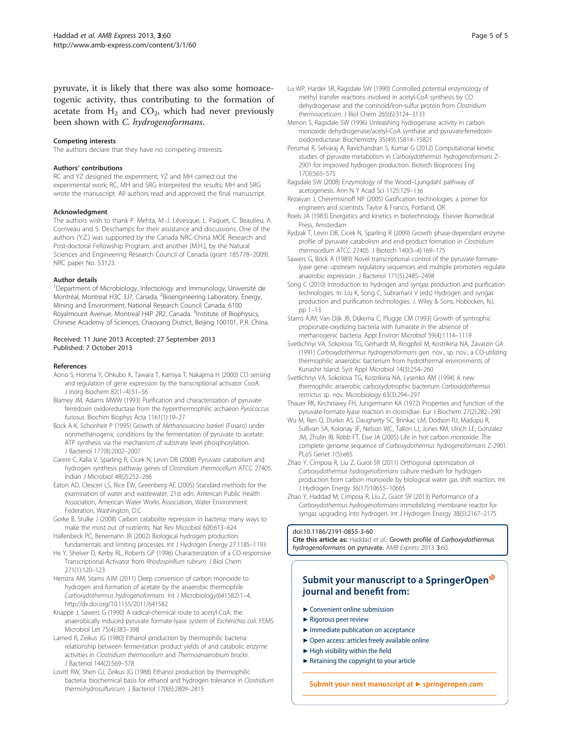pyruvate, it is likely that there was also some homoacetogenic activity, thus contributing to the formation of acetate from $H_2$ and $CO_2$, which had never previously been shown with *C. hydrogenoformans*.

#### Competing interests
The authors declare that they have no competing interests.

#### Authors' contributions
RC and YZ designed the experiment; YZ and MH carried out the experimental work; RC, MH and SRG interpreted the results; MH and SRG wrote the manuscript. All authors read and approved the final manuscript.

#### Acknowledgment
The authors wish to thank P. Mehta, M.-J. Lévesque, L. Paquet, C. Beaulieu, A. Corriveau and S. Deschamps for their assistance and discussions. One of the authors (Y.Z.) was supported by the Canada NRC-China MOE Research and Post-doctoral Fellowship Program, and another (M.H.), by the Natural Sciences and Engineering Research Council of Canada (grant 185778–2009). NRC paper No. 53123.

#### Author details
[1]Department of Microbiology, Infectiology and Immunology, Université de Montréal, Montreal H3C 3J7, Canada. [2]Bioengineering Laboratory, Energy, Mining and Environment, National Research Council Canada, 6100 Royalmount Avenue, Montreal H4P 2R2, Canada. [3]Institute of Biophysics, Chinese Academy of Sciences, Chaoyang District, Beijing 100101, P.R. China.

Received: 11 June 2013 Accepted: 27 September 2013
Published: 7 October 2013

#### References
Aono S, Honma Y, Ohkubo K, Tawara T, Kamiya T, Nakajima H (2000) CO sensing and regulation of gene expression by the transcriptional activator CooA. J Inorg Biochem 82(1–4):51–56

Blamey JM, Adams MWW (1993) Purification and characterization of pyruvate ferredoxin oxidoreductase from the hyperthermophilic archaeon *Pyrococcus furiosus*. Biochim Biophys Acta 1161(1):19–27

Bock A-K, Schonheit P (1995) Growth of *Methanosarcina barkeri* (Fusaro) under nonmethanogenic conditions by the fermentation of pyruvate to acetate: ATP synthesis via the mechanism of substrate level phosphorylation. J Bacteriol 177(8):2002–2007

Carere C, Kalia V, Sparling R, Cicek N, Levin DB (2008) Pyruvate catabolism and hydrogen synthesis pathway genes of *Clostridium thermocellum* ATCC 27405. Indian J Microbiol 48(2):252–266

Eaton AD, Clesceri LS, Rice EW, Greenberg AE (2005) Standard methods for the examination of water and wastewater, 21st edn. American Public Health Association, American Water Works Association, Water Environment Federation, Washington, D.C

Gorke B, Stulke J (2008) Carbon catabolite repression in bacteria: many ways to make the most out of nutrients. Nat Rev Microbiol 6(8):613–624

Hallenbeck PC, Benemann JR (2002) Biological hydrogen production: fundamentals and limiting processes. Int J Hydrogen Energy 27:1185–1193

He Y, Shelver D, Kerby RL, Roberts GP (1996) Characterization of a CO-responsive Transcriptional Activator from *Rhodospirillum rubrum*. J Biol Chem 271(1):120–123

Henstra AM, Stams AJM (2011) Deep conversion of carbon monoxide to hydrogen and formation of acetate by the anaerobic thermophile *Carboxydothermus hydrogenoformans*. Int J Microbiology(641582):1–4, http://dx.doi.org/10.1155/2011/641582

Knappe J, Sawers G (1990) A radical-chemical route to acetyl-CoA: the anaerobically induced pyruvate formate-lyase system of *Escherichia coli*. FEMS Microbiol Let 75(4):383–398

Lamed R, Zeikus JG (1980) Ethanol production by thermophilic bacteria: relationship between fermentation product yields of and catabolic enzyme activities in *Clostridium thermocellum* and *Thermoanaerobium brockii*. J Bacteriol 144(2):569–578

Lovitt RW, Shen GJ, Zeikus JG (1988) Ethanol production by thermophilic bacteria: biochemical basis for ethanol and hydrogen tolerance in *Clostridium thermohydrosulfuricum*. J Bacteriol 170(6):2809–2815

Lu WP, Harder SR, Ragsdale SW (1990) Controlled potential enzymology of methyl transfer reactions involved in acetyl-CoA synthesis by CO dehydrogenase and the corrinoid/iron-sulfur protein from *Clostridium thermoaceticum*. J Biol Chem 265(6):3124–3133

Menon S, Ragsdale SW (1996) Unleashing hydrogenase activity in carbon monoxide dehydrogenase/acetyl-CoA synthase and pyruvate:ferredoxin oxidoreductase. Biochemistry 35(49):15814–15821

Perumal R, Selvaraj A, Ravichandran S, Kumar G (2012) Computational kinetic studies of pyruvate metabolism in *Carboxydothermus hydrogenoformans* Z-2901 for improved hydrogen production. Biotech Bioprocess Eng 17(3):565–575

Ragsdale SW (2008) Enzymology of the Wood–Ljungdahl pathway of acetogenesis. Ann N Y Acad Sci 1125:129–136

Rezaiyan J, Cheremisinoff NP (2005) Gasification technologies: a primer for engineers and scientists. Taylor & Francis, Portland, OR

Roels JA (1983) Energetics and kinetics in biotechnology. Elsevier Biomedical Press, Amsterdam

Rydzak T, Levin DB, Cicek N, Sparling R (2009) Growth phase-dependant enzyme profile of pyruvate catabolism and end-product formation in *Clostridium thermocellum* ATCC 27405. J Biotech 140(3–4):169–175

Sawers G, Böck A (1989) Novel transcriptional control of the pyruvate formate-lyase gene: upstream regulatory sequences and multiple promoters regulate anaerobic expression. J Bacteriol 171(5):2485–2498

Song C (2010) Introduction to hydrogen and syngas production and purification technologies. In: Liu K, Song C, Subramani V (eds) Hydrogen and syngas production and purification technologies. J. Wiley & Sons, Hobocken, NJ, pp 1–13

Stams AJM, Van Dijk JB, Dijkema C, Plugge CM (1993) Growth of syntrophic propionate-oxydizing bacteria with fumarate in the absence of methanogenic bacteria. Appl Environ Microbiol 59(4):1114–1119

Svetlichnyi VA, Sokolova TG, Gerhardt M, Ringpfeil M, Kostrikina NA, Zavarzin GA (1991) *Carboxydothermus hydrogenoformans* gen. nov., sp. nov., a CO-utilizing thermophilic anaerobic bacterium from hydrothermal environments of Kunashir Island. Syst Appl Microbiol 14(3):254–260

Svetlichnyi VA, Sokolova TG, Kostrikina NA, Lysenko AM (1994) A new thermophilic anaerobic carboxydotrophic bacterium *Carboxydothermus restrictus* sp. nov. Microbiology 63(3):294–297

Thauer RK, Kirchniawy FH, Jungermann KA (1972) Properties and function of the pyruvate-formate-lyase reaction in clostridiae. Eur J Biochem 27(2):282–290

Wu M, Ren Q, Durkin AS, Daugherty SC, Brinkac LM, Dodson RJ, Madupu R, Sullivan SA, Kolonay JF, Nelson WC, Tallon LJ, Jones KM, Ulrich LE, Gonzalez JM, Zhulin IB, Robb FT, Eise JA (2005) Life in hot carbon monoxide: The complete genome sequence of *Carboxydothermus hydrogenoformans* Z-2901. PLoS Genet 1(5):e65

Zhao Y, Cimpoia R, Liu Z, Guiot SR (2011) Orthogonal optimization of *Carboxydothermus hydrogenoformans* culture medium for hydrogen production from carbon monoxide by biological water gas shift reaction. Int J Hydrogen Energy 36(17):10655–10665

Zhao Y, Haddad M, Cimpoia R, Liu Z, Guiot SR (2013) Performance of a *Carboxydothermus hydrogenoformans*-immobilizing membrane reactor for syngas upgrading into hydrogen. Int J Hydrogen Energy 38(5):2167–2175

doi:10.1186/2191-0855-3-60
**Cite this article as:** Haddad *et al.*: Growth profile of *Carboxydothermus hydrogenoformans* on pyruvate. *AMB Express* 2013 **3**:60.

**Submit your manuscript to a SpringerOpen journal and benefit from:**

- ► Convenient online submission
- ► Rigorous peer review
- ► Immediate publication on acceptance
- ► Open access: articles freely available online
- ► High visibility within the field
- ► Retaining the copyright to your article

**Submit your next manuscript at ► springeropen.com**